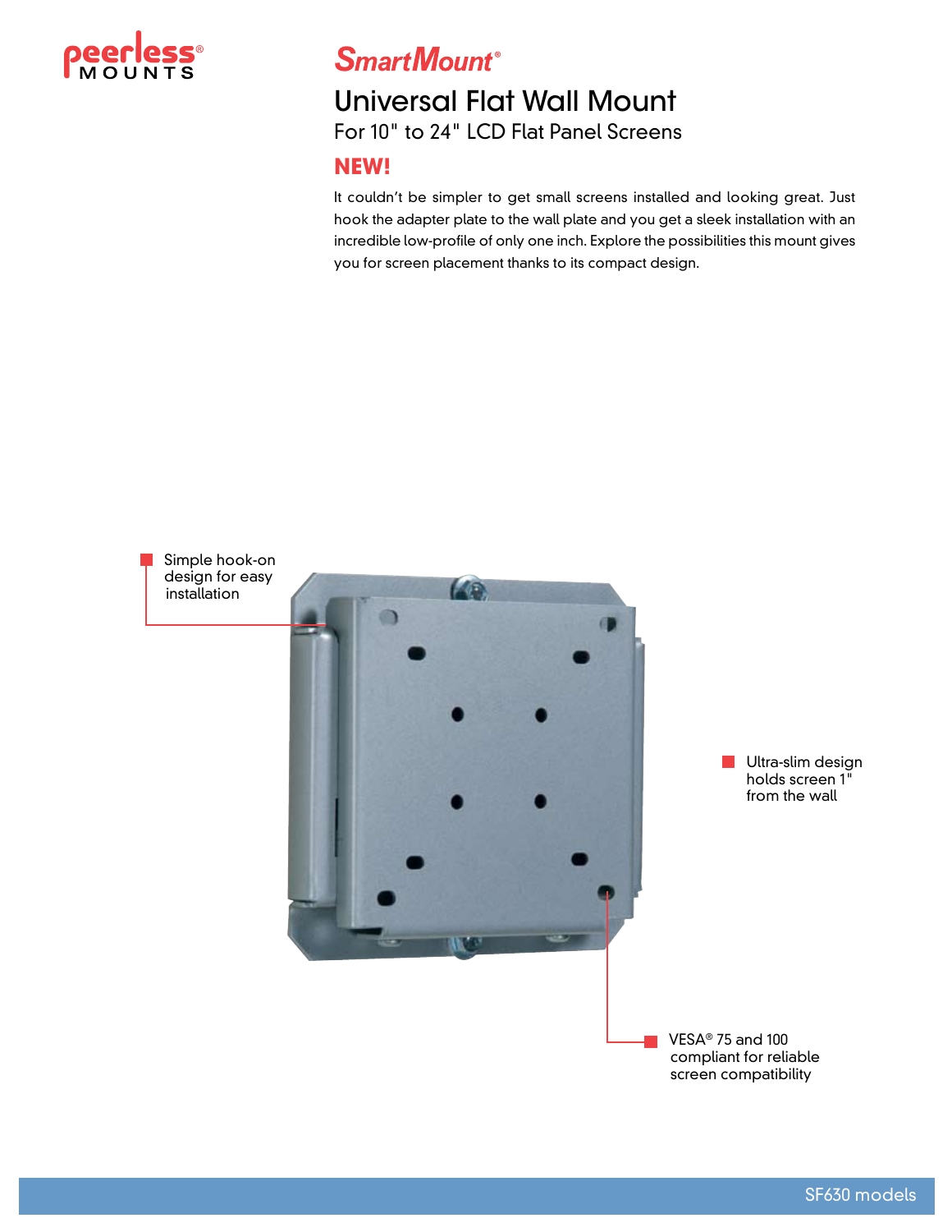peerless® MOUNTS

# SmartMount®

## Universal Flat Wall Mount

For 10" to 24" LCD Flat Panel Screens

**NEW!**

It couldn't be simpler to get small screens installed and looking great. Just hook the adapter plate to the wall plate and you get a sleek installation with an incredible low-profile of only one inch. Explore the possibilities this mount gives you for screen placement thanks to its compact design.

- Simple hook-on design for easy installation
- Ultra-slim design holds screen 1" from the wall
- VESA® 75 and 100 compliant for reliable screen compatibility

SF630 models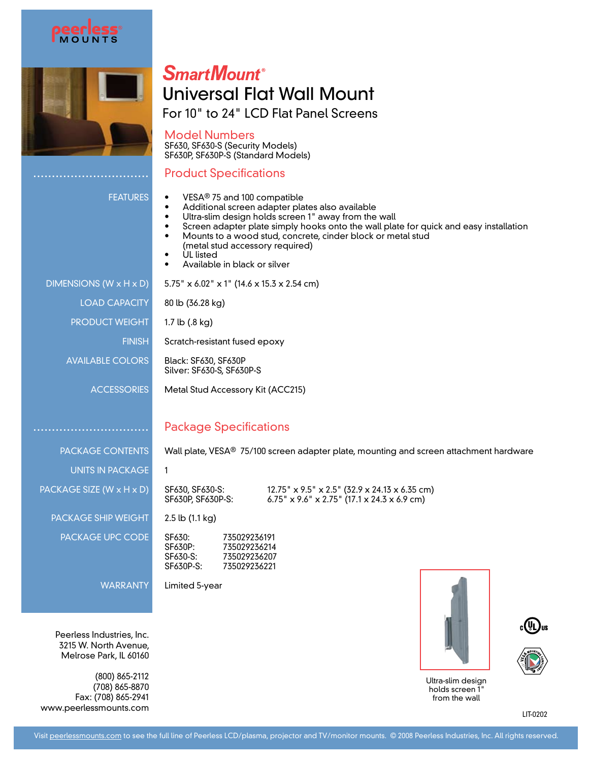peerless MOUNTS

# SmartMount®

## Universal Flat Wall Mount

### For 10" to 24" LCD Flat Panel Screens

## Model Numbers

SF630, SF630-S (Security Models)
SF630P, SF630P-S (Standard Models)

## Product Specifications

| | |
|---|---|
| FEATURES | • VESA® 75 and 100 compatible<br>• Additional screen adapter plates also available<br>• Ultra-slim design holds screen 1" away from the wall<br>• Screen adapter plate simply hooks onto the wall plate for quick and easy installation<br>• Mounts to a wood stud, concrete, cinder block or metal stud (metal stud accessory required)<br>• UL listed<br>• Available in black or silver |
| DIMENSIONS (W x H x D) | 5.75" x 6.02" x 1" (14.6 x 15.3 x 2.54 cm) |
| LOAD CAPACITY | 80 lb (36.28 kg) |
| PRODUCT WEIGHT | 1.7 lb (.8 kg) |
| FINISH | Scratch-resistant fused epoxy |
| AVAILABLE COLORS | Black: SF630, SF630P<br>Silver: SF630-S, SF630P-S |
| ACCESSORIES | Metal Stud Accessory Kit (ACC215) |

## Package Specifications

| | |
|---|---|
| PACKAGE CONTENTS | Wall plate, VESA® 75/100 screen adapter plate, mounting and screen attachment hardware |
| UNITS IN PACKAGE | 1 |
| PACKAGE SIZE (W x H x D) | SF630, SF630-S: 12.75" x 9.5" x 2.5" (32.9 x 24.13 x 6.35 cm)<br>SF630P, SF630P-S: 6.75" x 9.6" x 2.75" (17.1 x 24.3 x 6.9 cm) |
| PACKAGE SHIP WEIGHT | 2.5 lb (1.1 kg) |
| PACKAGE UPC CODE | SF630: 735029236191<br>SF630P: 735029236214<br>SF630-S: 735029236207<br>SF630P-S: 735029236221 |
| WARRANTY | Limited 5-year |

Ultra-slim design holds screen 1" from the wall

Peerless Industries, Inc.
3215 W. North Avenue,
Melrose Park, IL 60160

(800) 865-2112
(708) 865-8870
Fax: (708) 865-2941
www.peerlessmounts.com

LIT-0202

Visit peerlessmounts.com to see the full line of Peerless LCD/plasma, projector and TV/monitor mounts. © 2008 Peerless Industries, Inc. All rights reserved.